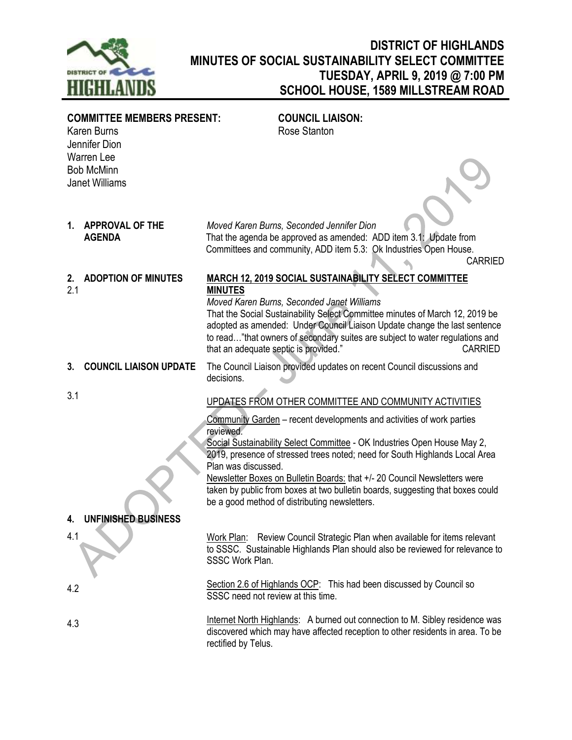# DISTRICT OF HIGHLANDS
## MINUTES OF SOCIAL SUSTAINABILITY SELECT COMMITTEE
## TUESDAY, APRIL 9, 2019 @ 7:00 PM
## SCHOOL HOUSE, 1589 MILLSTREAM ROAD

**COMMITTEE MEMBERS PRESENT:**
Karen Burns
Jennifer Dion
Warren Lee
Bob McMinn
Janet Williams

**COUNCIL LIAISON:**
Rose Stanton

**1. APPROVAL OF THE AGENDA**

*Moved Karen Burns, Seconded Jennifer Dion*
That the agenda be approved as amended: ADD item 3.1: Update from Committees and community, ADD item 5.3: Ok Industries Open House.
CARRIED

**2. ADOPTION OF MINUTES**

2.1 **MARCH 12, 2019 SOCIAL SUSTAINABILITY SELECT COMMITTEE MINUTES**

*Moved Karen Burns, Seconded Janet Williams*
That the Social Sustainability Select Committee minutes of March 12, 2019 be adopted as amended: Under Council Liaison Update change the last sentence to read…"that owners of secondary suites are subject to water regulations and that an adequate septic is provided."
CARRIED

**3. COUNCIL LIAISON UPDATE**

The Council Liaison provided updates on recent Council discussions and decisions.

3.1 UPDATES FROM OTHER COMMITTEE AND COMMUNITY ACTIVITIES

Community Garden – recent developments and activities of work parties reviewed.

Social Sustainability Select Committee - OK Industries Open House May 2, 2019, presence of stressed trees noted; need for South Highlands Local Area Plan was discussed.

Newsletter Boxes on Bulletin Boards: that +/- 20 Council Newsletters were taken by public from boxes at two bulletin boards, suggesting that boxes could be a good method of distributing newsletters.

**4. UNFINISHED BUSINESS**

4.1 Work Plan: Review Council Strategic Plan when available for items relevant to SSSC. Sustainable Highlands Plan should also be reviewed for relevance to SSSC Work Plan.

4.2 Section 2.6 of Highlands OCP: This had been discussed by Council so SSSC need not review at this time.

4.3 Internet North Highlands: A burned out connection to M. Sibley residence was discovered which may have affected reception to other residents in area. To be rectified by Telus.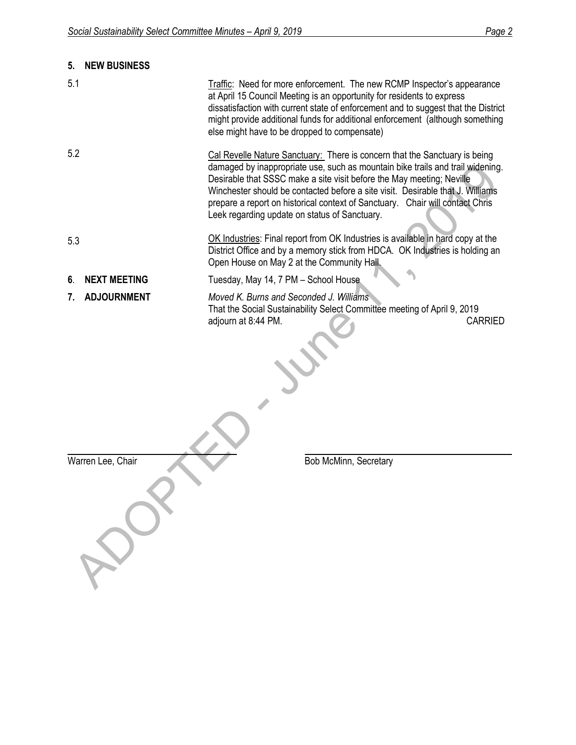## 5. NEW BUSINESS

5.1 Traffic: Need for more enforcement. The new RCMP Inspector's appearance at April 15 Council Meeting is an opportunity for residents to express dissatisfaction with current state of enforcement and to suggest that the District might provide additional funds for additional enforcement (although something else might have to be dropped to compensate)

5.2 Cal Revelle Nature Sanctuary: There is concern that the Sanctuary is being damaged by inappropriate use, such as mountain bike trails and trail widening. Desirable that SSSC make a site visit before the May meeting; Neville Winchester should be contacted before a site visit. Desirable that J. Williams prepare a report on historical context of Sanctuary. Chair will contact Chris Leek regarding update on status of Sanctuary.

5.3 OK Industries: Final report from OK Industries is available in hard copy at the District Office and by a memory stick from HDCA. OK Industries is holding an Open House on May 2 at the Community Hall.

## 6. NEXT MEETING

Tuesday, May 14, 7 PM – School House

## 7. ADJOURNMENT

*Moved K. Burns and Seconded J. Williams*
That the Social Sustainability Select Committee meeting of April 9, 2019 adjourn at 8:44 PM. CARRIED

Warren Lee, Chair

Bob McMinn, Secretary

ADOPTED - June 11, 2019